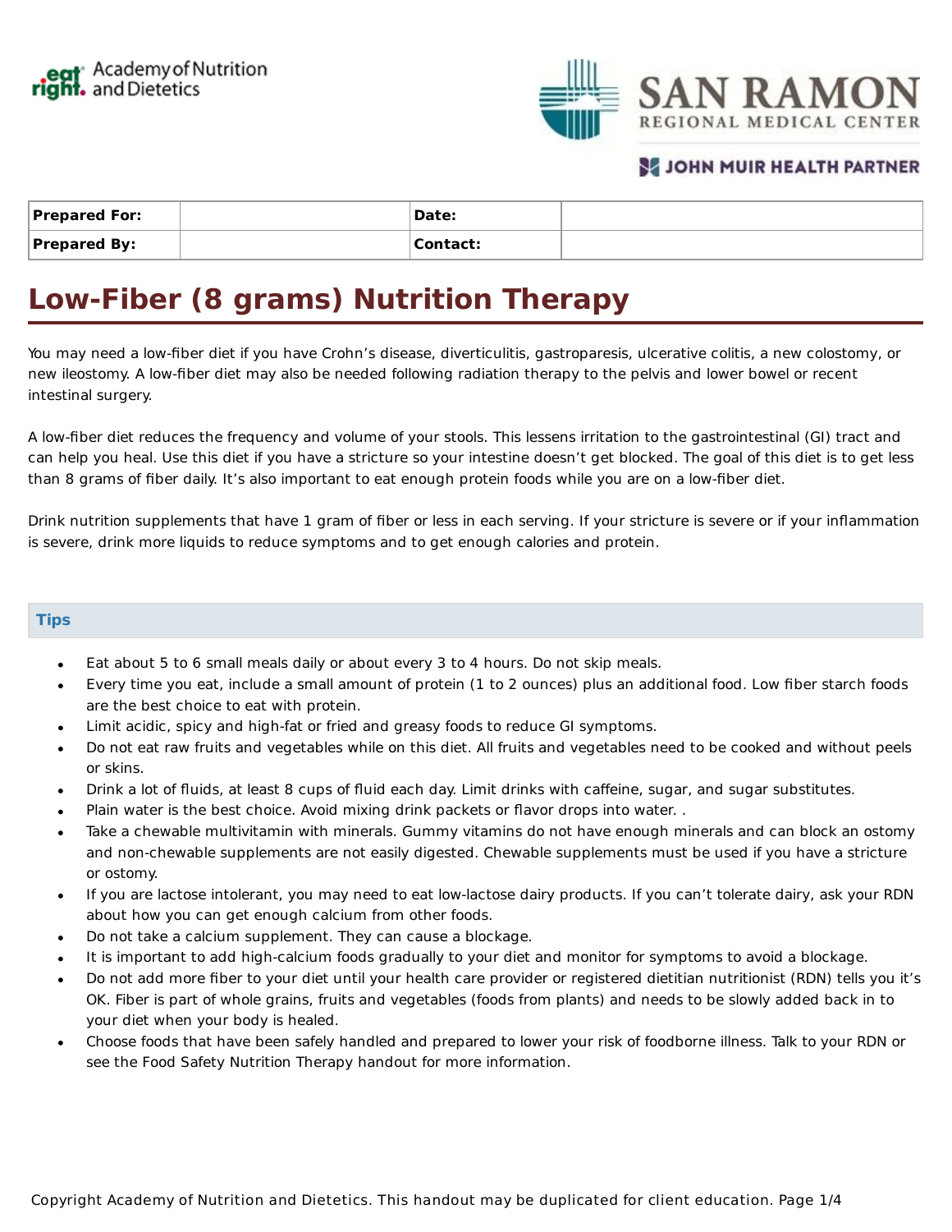| **Prepared For:** | | **Date:** | |
|---|---|---|---|
| **Prepared By:** | | **Contact:** | |

# Low-Fiber (8 grams) Nutrition Therapy

You may need a low-fiber diet if you have Crohn's disease, diverticulitis, gastroparesis, ulcerative colitis, a new colostomy, or new ileostomy. A low-fiber diet may also be needed following radiation therapy to the pelvis and lower bowel or recent intestinal surgery.

A low-fiber diet reduces the frequency and volume of your stools. This lessens irritation to the gastrointestinal (GI) tract and can help you heal. Use this diet if you have a stricture so your intestine doesn't get blocked. The goal of this diet is to get less than 8 grams of fiber daily. It's also important to eat enough protein foods while you are on a low-fiber diet.

Drink nutrition supplements that have 1 gram of fiber or less in each serving. If your stricture is severe or if your inflammation is severe, drink more liquids to reduce symptoms and to get enough calories and protein.

## Tips

- Eat about 5 to 6 small meals daily or about every 3 to 4 hours. Do not skip meals.
- Every time you eat, include a small amount of protein (1 to 2 ounces) plus an additional food. Low fiber starch foods are the best choice to eat with protein.
- Limit acidic, spicy and high-fat or fried and greasy foods to reduce GI symptoms.
- Do not eat raw fruits and vegetables while on this diet. All fruits and vegetables need to be cooked and without peels or skins.
- Drink a lot of fluids, at least 8 cups of fluid each day. Limit drinks with caffeine, sugar, and sugar substitutes.
- Plain water is the best choice. Avoid mixing drink packets or flavor drops into water. .
- Take a chewable multivitamin with minerals. Gummy vitamins do not have enough minerals and can block an ostomy and non-chewable supplements are not easily digested. Chewable supplements must be used if you have a stricture or ostomy.
- If you are lactose intolerant, you may need to eat low-lactose dairy products. If you can't tolerate dairy, ask your RDN about how you can get enough calcium from other foods.
- Do not take a calcium supplement. They can cause a blockage.
- It is important to add high-calcium foods gradually to your diet and monitor for symptoms to avoid a blockage.
- Do not add more fiber to your diet until your health care provider or registered dietitian nutritionist (RDN) tells you it's OK. Fiber is part of whole grains, fruits and vegetables (foods from plants) and needs to be slowly added back in to your diet when your body is healed.
- Choose foods that have been safely handled and prepared to lower your risk of foodborne illness. Talk to your RDN or see the Food Safety Nutrition Therapy handout for more information.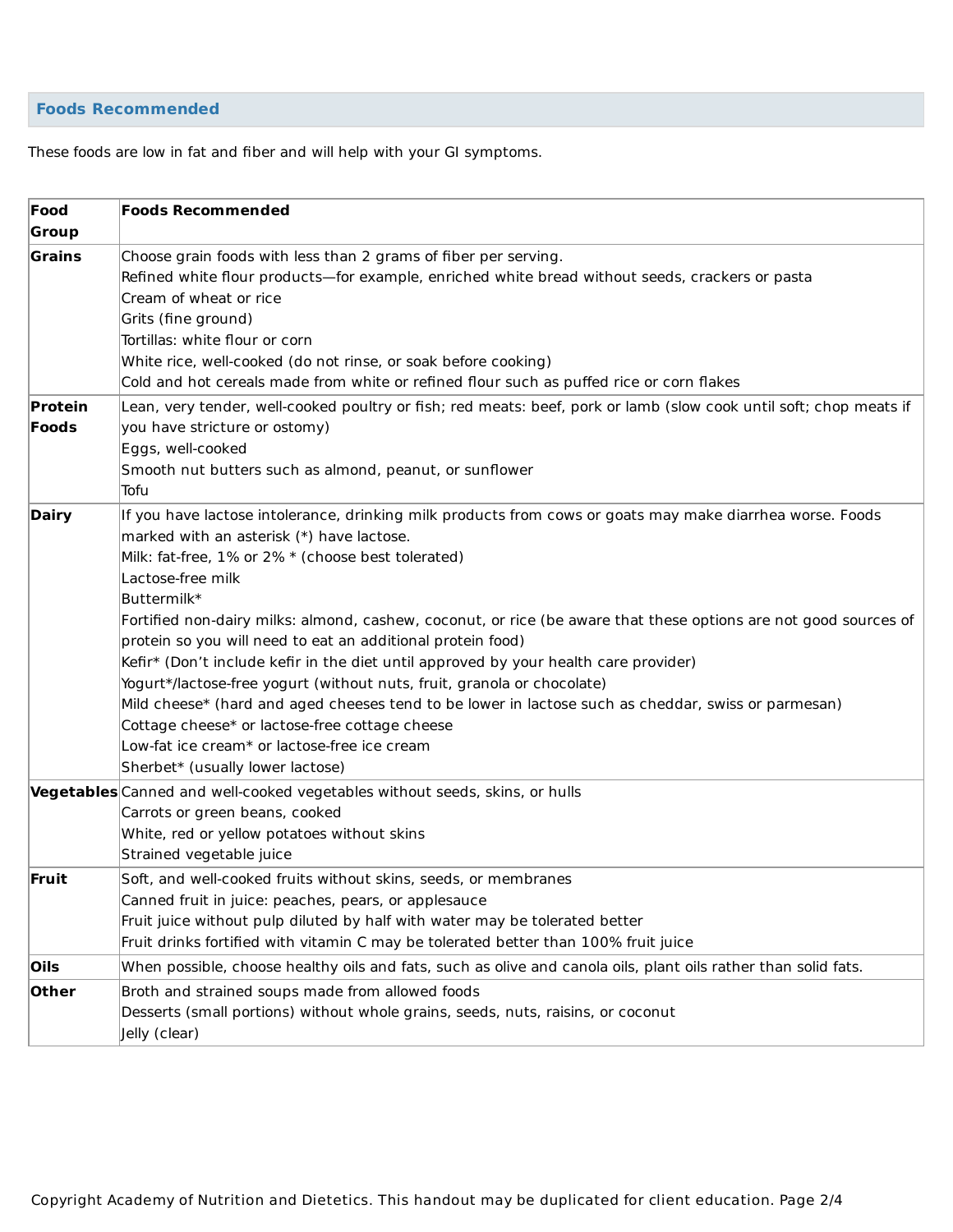## Foods Recommended

These foods are low in fat and fiber and will help with your GI symptoms.

| Food Group | Foods Recommended |
|---|---|
| **Grains** | Choose grain foods with less than 2 grams of fiber per serving.<br>Refined white flour products—for example, enriched white bread without seeds, crackers or pasta<br>Cream of wheat or rice<br>Grits (fine ground)<br>Tortillas: white flour or corn<br>White rice, well-cooked (do not rinse, or soak before cooking)<br>Cold and hot cereals made from white or refined flour such as puffed rice or corn flakes |
| **Protein Foods** | Lean, very tender, well-cooked poultry or fish; red meats: beef, pork or lamb (slow cook until soft; chop meats if you have stricture or ostomy)<br>Eggs, well-cooked<br>Smooth nut butters such as almond, peanut, or sunflower<br>Tofu |
| **Dairy** | If you have lactose intolerance, drinking milk products from cows or goats may make diarrhea worse. Foods marked with an asterisk (*) have lactose.<br>Milk: fat-free, 1% or 2% * (choose best tolerated)<br>Lactose-free milk<br>Buttermilk*<br>Fortified non-dairy milks: almond, cashew, coconut, or rice (be aware that these options are not good sources of protein so you will need to eat an additional protein food)<br>Kefir* (Don't include kefir in the diet until approved by your health care provider)<br>Yogurt*/lactose-free yogurt (without nuts, fruit, granola or chocolate)<br>Mild cheese* (hard and aged cheeses tend to be lower in lactose such as cheddar, swiss or parmesan)<br>Cottage cheese* or lactose-free cottage cheese<br>Low-fat ice cream* or lactose-free ice cream<br>Sherbet* (usually lower lactose) |
| **Vegetables** | Canned and well-cooked vegetables without seeds, skins, or hulls<br>Carrots or green beans, cooked<br>White, red or yellow potatoes without skins<br>Strained vegetable juice |
| **Fruit** | Soft, and well-cooked fruits without skins, seeds, or membranes<br>Canned fruit in juice: peaches, pears, or applesauce<br>Fruit juice without pulp diluted by half with water may be tolerated better<br>Fruit drinks fortified with vitamin C may be tolerated better than 100% fruit juice |
| **Oils** | When possible, choose healthy oils and fats, such as olive and canola oils, plant oils rather than solid fats. |
| **Other** | Broth and strained soups made from allowed foods<br>Desserts (small portions) without whole grains, seeds, nuts, raisins, or coconut<br>Jelly (clear) |

Copyright Academy of Nutrition and Dietetics. This handout may be duplicated for client education.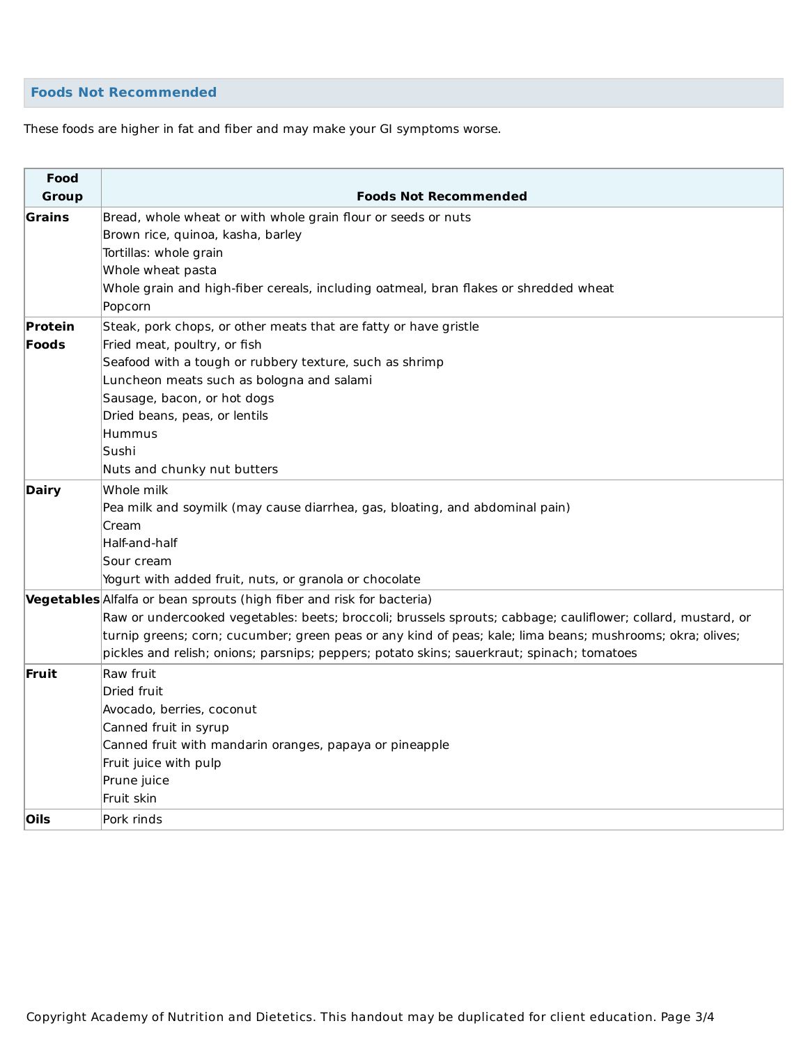## Foods Not Recommended

These foods are higher in fat and fiber and may make your GI symptoms worse.

| Food Group | Foods Not Recommended |
| --- | --- |
| **Grains** | Bread, whole wheat or with whole grain flour or seeds or nuts<br>Brown rice, quinoa, kasha, barley<br>Tortillas: whole grain<br>Whole wheat pasta<br>Whole grain and high-fiber cereals, including oatmeal, bran flakes or shredded wheat<br>Popcorn |
| **Protein Foods** | Steak, pork chops, or other meats that are fatty or have gristle<br>Fried meat, poultry, or fish<br>Seafood with a tough or rubbery texture, such as shrimp<br>Luncheon meats such as bologna and salami<br>Sausage, bacon, or hot dogs<br>Dried beans, peas, or lentils<br>Hummus<br>Sushi<br>Nuts and chunky nut butters |
| **Dairy** | Whole milk<br>Pea milk and soymilk (may cause diarrhea, gas, bloating, and abdominal pain)<br>Cream<br>Half-and-half<br>Sour cream<br>Yogurt with added fruit, nuts, or granola or chocolate |
| **Vegetables** | Alfalfa or bean sprouts (high fiber and risk for bacteria)<br>Raw or undercooked vegetables: beets; broccoli; brussels sprouts; cabbage; cauliflower; collard, mustard, or turnip greens; corn; cucumber; green peas or any kind of peas; kale; lima beans; mushrooms; okra; olives; pickles and relish; onions; parsnips; peppers; potato skins; sauerkraut; spinach; tomatoes |
| **Fruit** | Raw fruit<br>Dried fruit<br>Avocado, berries, coconut<br>Canned fruit in syrup<br>Canned fruit with mandarin oranges, papaya or pineapple<br>Fruit juice with pulp<br>Prune juice<br>Fruit skin |
| **Oils** | Pork rinds |

Copyright Academy of Nutrition and Dietetics. This handout may be duplicated for client education.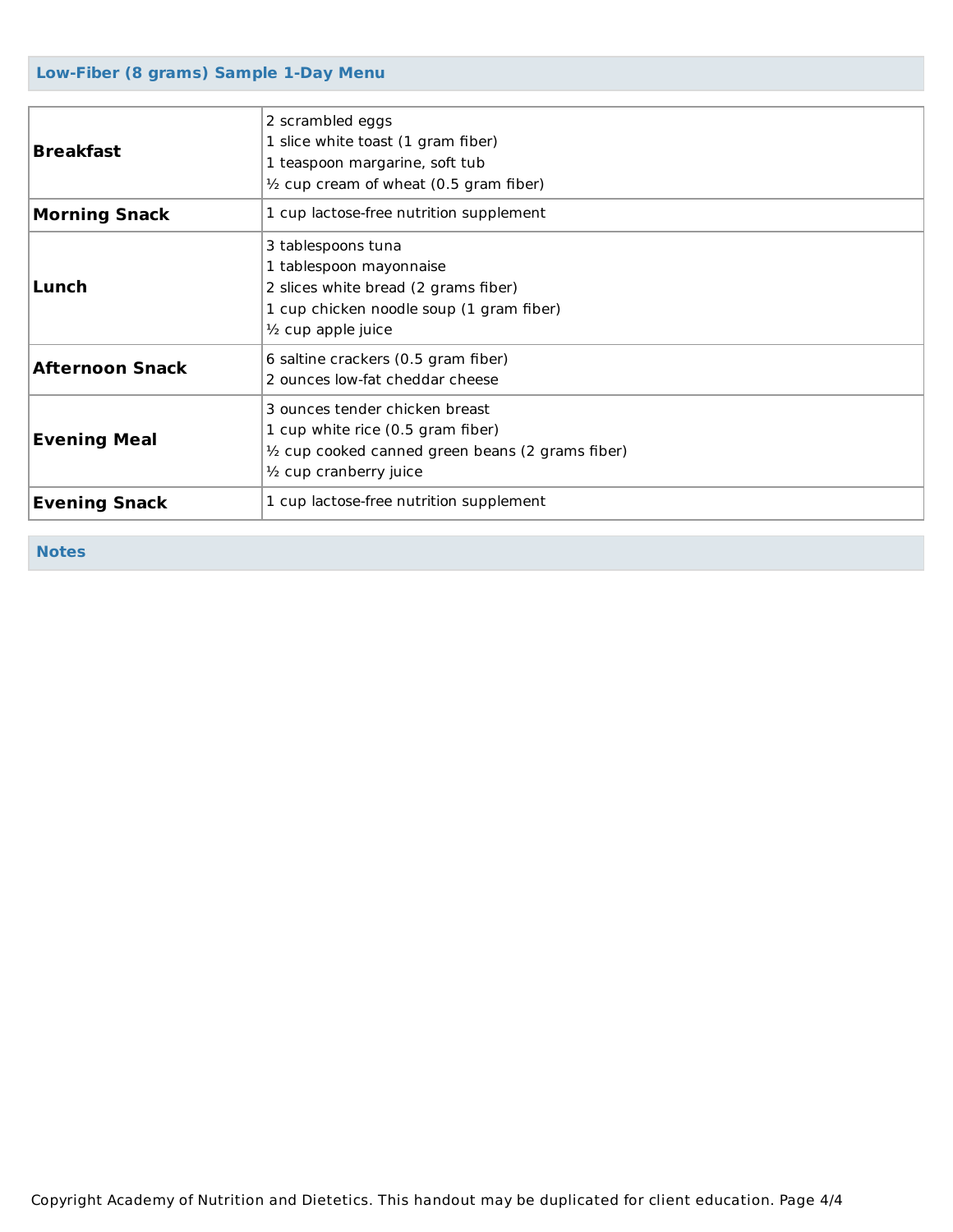## Low-Fiber (8 grams) Sample 1-Day Menu

| | |
|---|---|
| **Breakfast** | 2 scrambled eggs<br>1 slice white toast (1 gram fiber)<br>1 teaspoon margarine, soft tub<br>½ cup cream of wheat (0.5 gram fiber) |
| **Morning Snack** | 1 cup lactose-free nutrition supplement |
| **Lunch** | 3 tablespoons tuna<br>1 tablespoon mayonnaise<br>2 slices white bread (2 grams fiber)<br>1 cup chicken noodle soup (1 gram fiber)<br>½ cup apple juice |
| **Afternoon Snack** | 6 saltine crackers (0.5 gram fiber)<br>2 ounces low-fat cheddar cheese |
| **Evening Meal** | 3 ounces tender chicken breast<br>1 cup white rice (0.5 gram fiber)<br>½ cup cooked canned green beans (2 grams fiber)<br>½ cup cranberry juice |
| **Evening Snack** | 1 cup lactose-free nutrition supplement |

## Notes

Copyright Academy of Nutrition and Dietetics. This handout may be duplicated for client education.